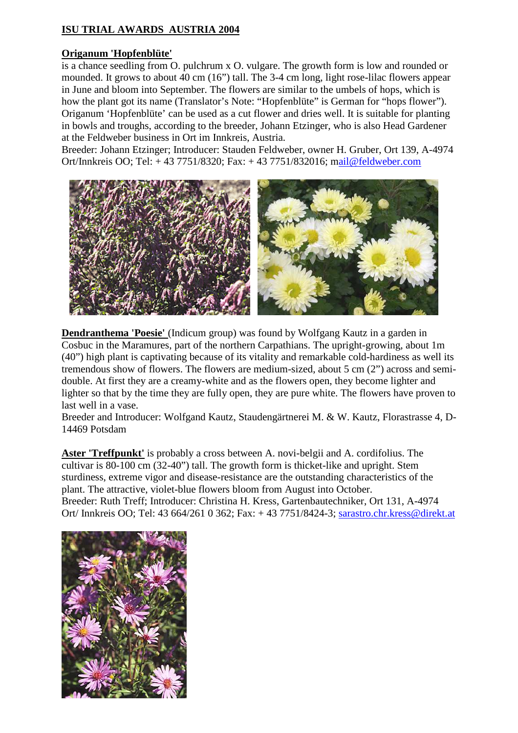**ISU TRIAL AWARDS AUSTRIA 2004**

**Origanum 'Hopfenblüte'**
is a chance seedling from O. pulchrum x O. vulgare. The growth form is low and rounded or mounded. It grows to about 40 cm (16") tall. The 3-4 cm long, light rose-lilac flowers appear in June and bloom into September. The flowers are similar to the umbels of hops, which is how the plant got its name (Translator's Note: "Hopfenblüte" is German for "hops flower"). Origanum 'Hopfenblüte' can be used as a cut flower and dries well. It is suitable for planting in bowls and troughs, according to the breeder, Johann Etzinger, who is also Head Gardener at the Feldweber business in Ort im Innkreis, Austria.
Breeder: Johann Etzinger; Introducer: Stauden Feldweber, owner H. Gruber, Ort 139, A-4974 Ort/Innkreis OO; Tel: + 43 7751/8320; Fax: + 43 7751/832016; mail@feldweber.com

**Dendranthema 'Poesie'** (Indicum group) was found by Wolfgang Kautz in a garden in Cosbuc in the Maramures, part of the northern Carpathians. The upright-growing, about 1m (40") high plant is captivating because of its vitality and remarkable cold-hardiness as well its tremendous show of flowers. The flowers are medium-sized, about 5 cm (2") across and semi-double. At first they are a creamy-white and as the flowers open, they become lighter and lighter so that by the time they are fully open, they are pure white. The flowers have proven to last well in a vase.
Breeder and Introducer: Wolfgand Kautz, Staudengärtnerei M. & W. Kautz, Florastrasse 4, D-14469 Potsdam

**Aster 'Treffpunkt'** is probably a cross between A. novi-belgii and A. cordifolius. The cultivar is 80-100 cm (32-40") tall. The growth form is thicket-like and upright. Stem sturdiness, extreme vigor and disease-resistance are the outstanding characteristics of the plant. The attractive, violet-blue flowers bloom from August into October.
Breeder: Ruth Treff; Introducer: Christina H. Kress, Gartenbautechniker, Ort 131, A-4974 Ort/ Innkreis OO; Tel: 43 664/261 0 362; Fax: + 43 7751/8424-3; sarastro.chr.kress@direkt.at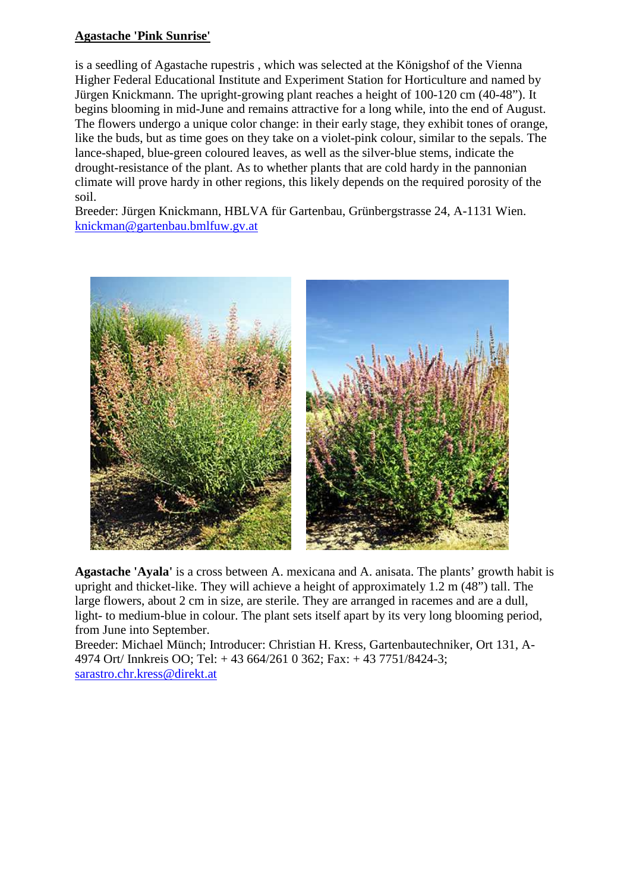**Agastache 'Pink Sunrise'**

is a seedling of Agastache rupestris , which was selected at the Königshof of the Vienna Higher Federal Educational Institute and Experiment Station for Horticulture and named by Jürgen Knickmann. The upright-growing plant reaches a height of 100-120 cm (40-48"). It begins blooming in mid-June and remains attractive for a long while, into the end of August. The flowers undergo a unique color change: in their early stage, they exhibit tones of orange, like the buds, but as time goes on they take on a violet-pink colour, similar to the sepals. The lance-shaped, blue-green coloured leaves, as well as the silver-blue stems, indicate the drought-resistance of the plant. As to whether plants that are cold hardy in the pannonian climate will prove hardy in other regions, this likely depends on the required porosity of the soil.
Breeder: Jürgen Knickmann, HBLVA für Gartenbau, Grünbergstrasse 24, A-1131 Wien.
knickman@gartenbau.bmlfuw.gv.at

**Agastache 'Ayala'** is a cross between A. mexicana and A. anisata. The plants' growth habit is upright and thicket-like. They will achieve a height of approximately 1.2 m (48") tall. The large flowers, about 2 cm in size, are sterile. They are arranged in racemes and are a dull, light- to medium-blue in colour. The plant sets itself apart by its very long blooming period, from June into September.
Breeder: Michael Münch; Introducer: Christian H. Kress, Gartenbautechniker, Ort 131, A-4974 Ort/ Innkreis OO; Tel: + 43 664/261 0 362; Fax: + 43 7751/8424-3;
sarastro.chr.kress@direkt.at